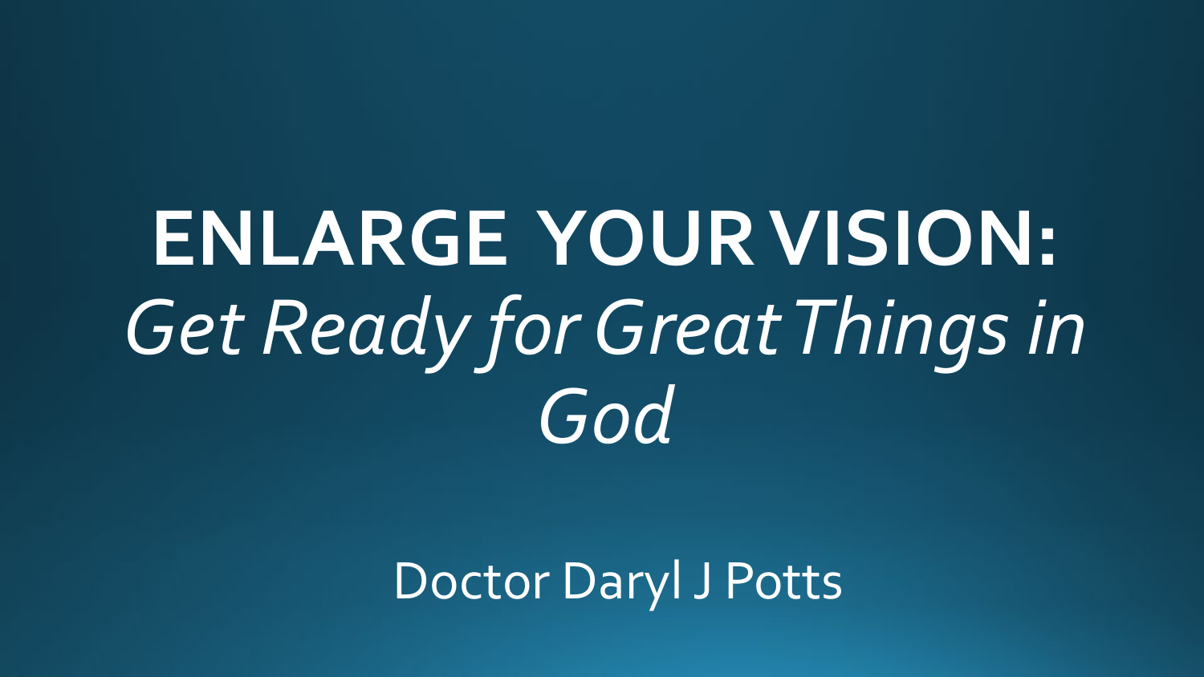# ENLARGE YOUR VISION:
## *Get Ready for Great Things in God*

Doctor Daryl J Potts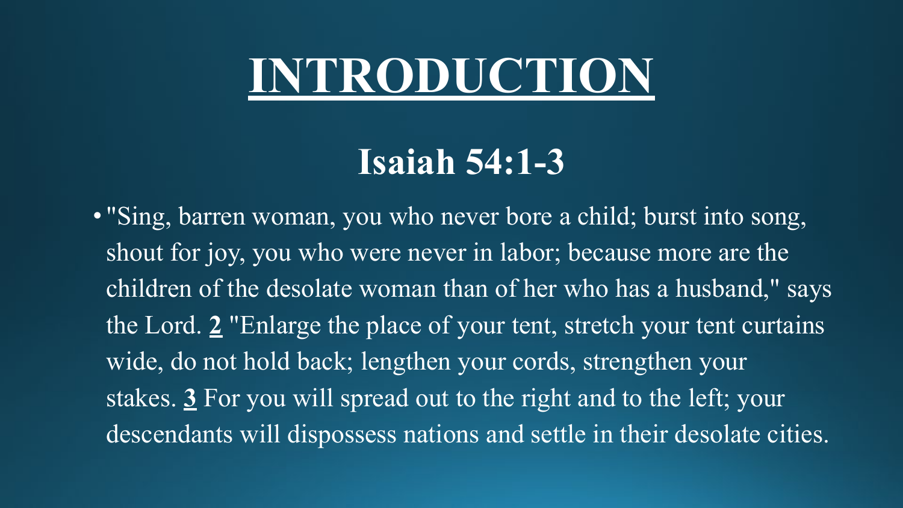# INTRODUCTION

## Isaiah 54:1-3

- "Sing, barren woman, you who never bore a child; burst into song, shout for joy, you who were never in labor; because more are the children of the desolate woman than of her who has a husband," says the Lord. **2** "Enlarge the place of your tent, stretch your tent curtains wide, do not hold back; lengthen your cords, strengthen your stakes. **3** For you will spread out to the right and to the left; your descendants will dispossess nations and settle in their desolate cities.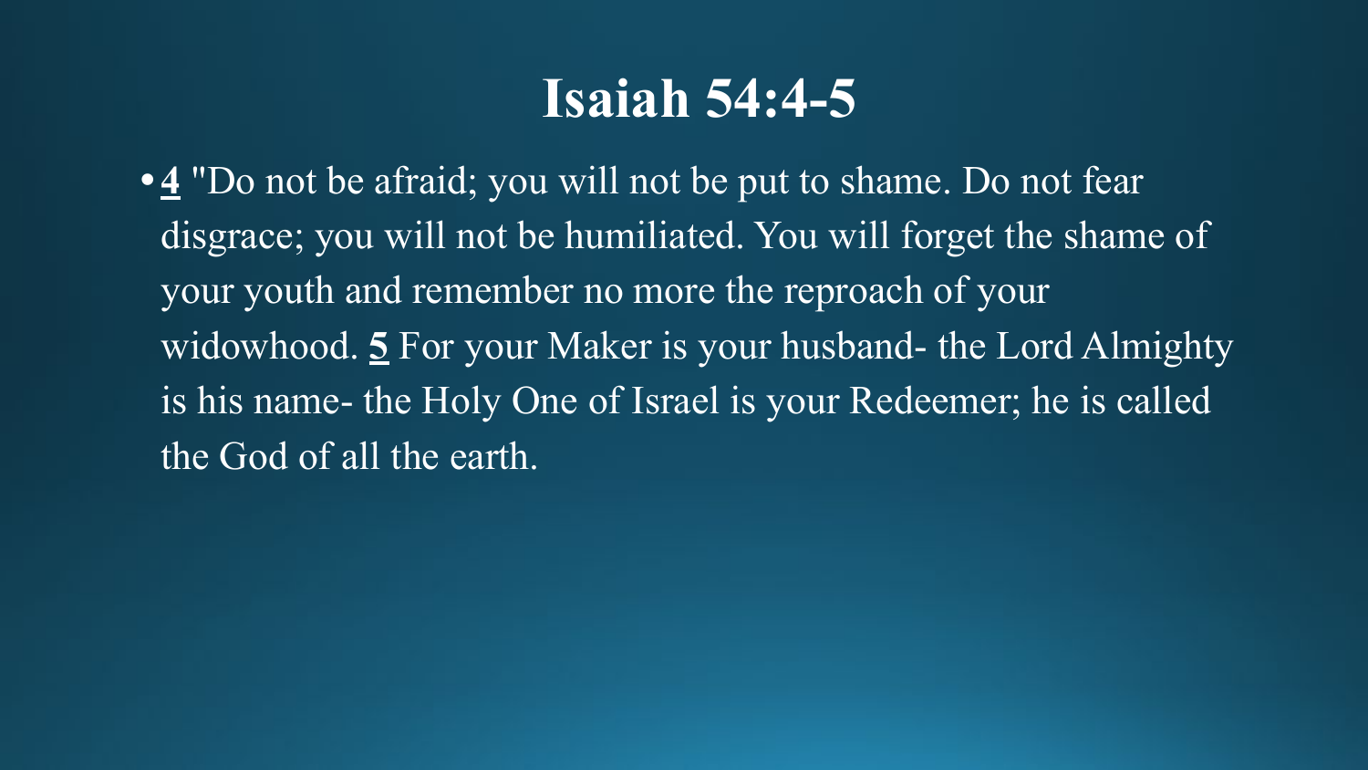# Isaiah 54:4-5

- **4** "Do not be afraid; you will not be put to shame. Do not fear disgrace; you will not be humiliated. You will forget the shame of your youth and remember no more the reproach of your widowhood. **5** For your Maker is your husband- the Lord Almighty is his name- the Holy One of Israel is your Redeemer; he is called the God of all the earth.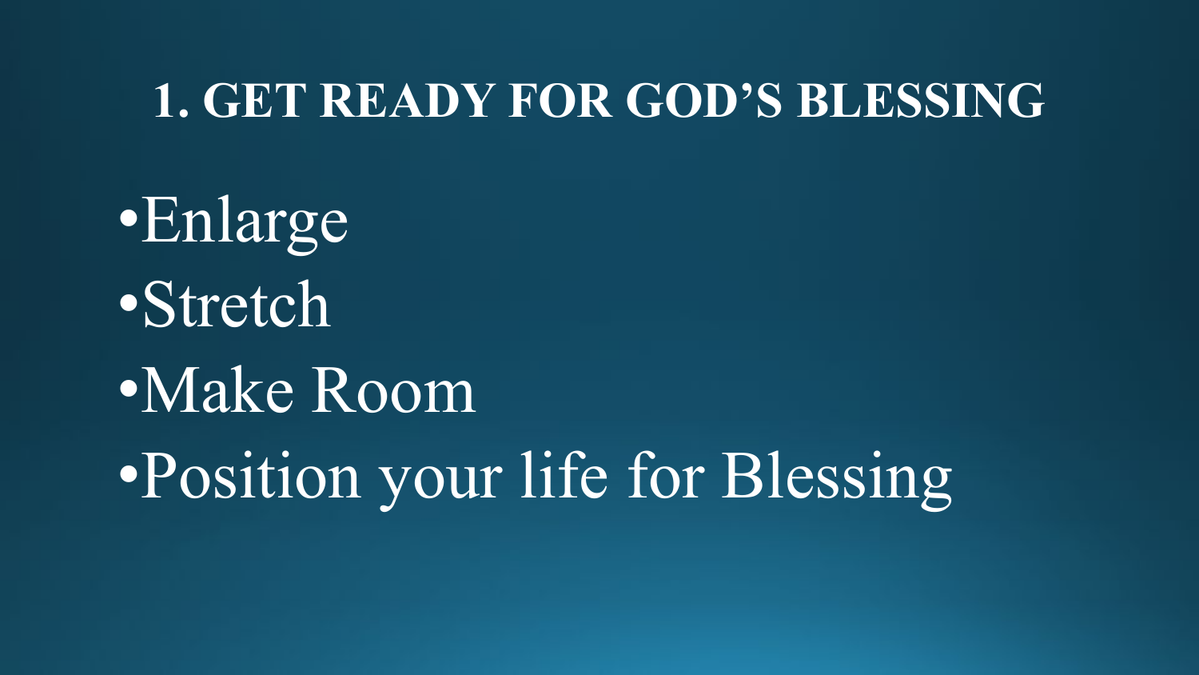## 1. GET READY FOR GOD'S BLESSING

- Enlarge
- Stretch
- Make Room
- Position your life for Blessing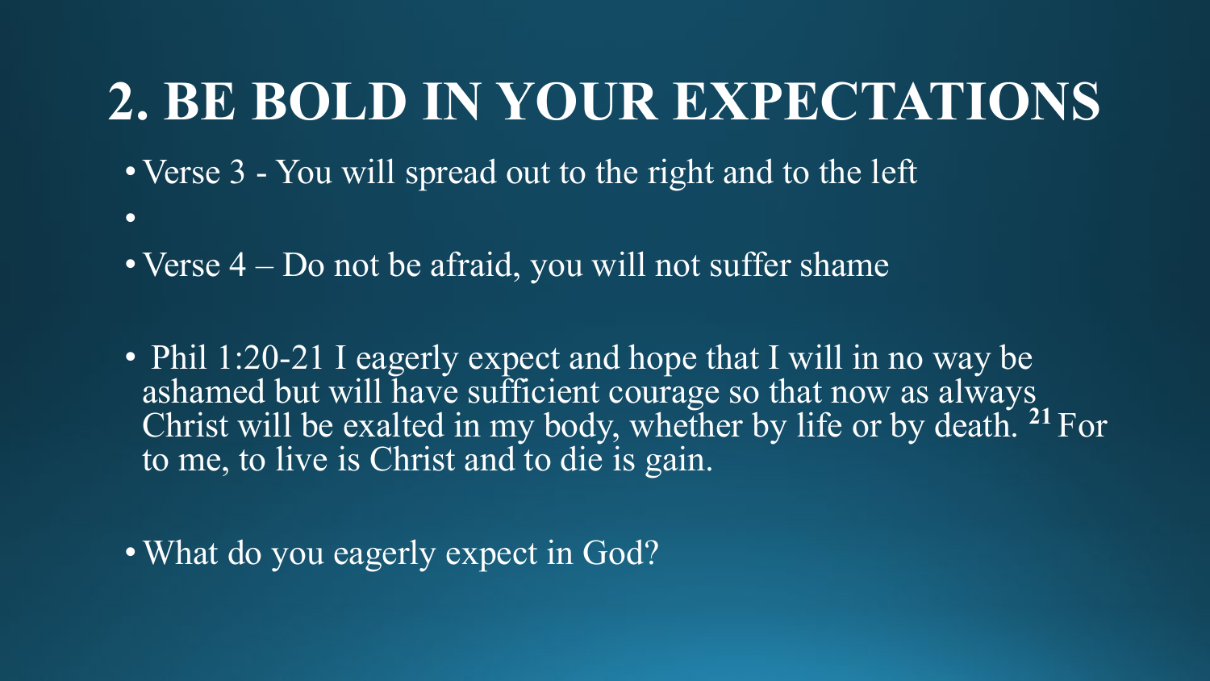# 2. BE BOLD IN YOUR EXPECTATIONS

- Verse 3 - You will spread out to the right and to the left
- 
- Verse 4 – Do not be afraid, you will not suffer shame

- Phil 1:20-21 I eagerly expect and hope that I will in no way be ashamed but will have sufficient courage so that now as always Christ will be exalted in my body, whether by life or by death. **21** For to me, to live is Christ and to die is gain.

- What do you eagerly expect in God?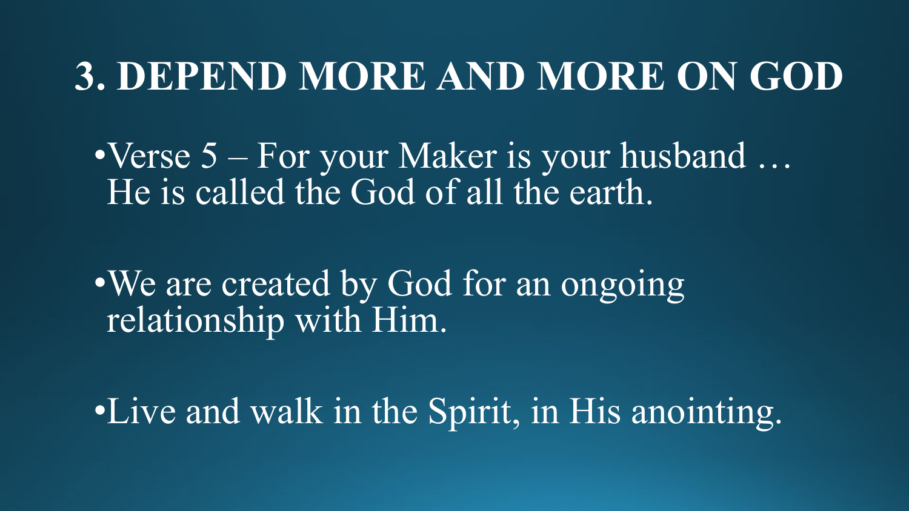# 3. DEPEND MORE AND MORE ON GOD

- Verse 5 – For your Maker is your husband … He is called the God of all the earth.
- We are created by God for an ongoing relationship with Him.
- Live and walk in the Spirit, in His anointing.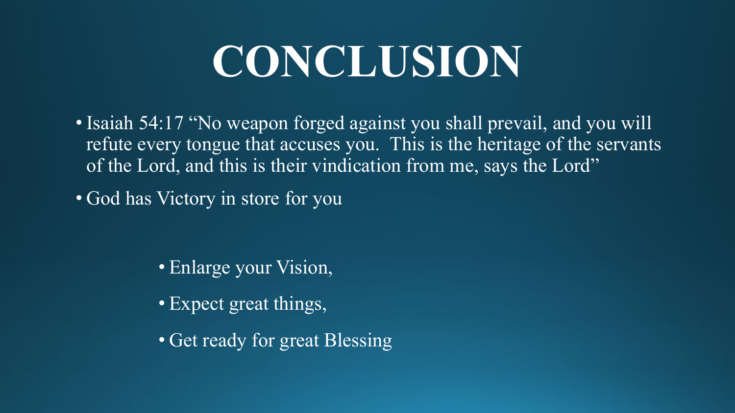# CONCLUSION

- Isaiah 54:17 “No weapon forged against you shall prevail, and you will refute every tongue that accuses you.  This is the heritage of the servants of the Lord, and this is their vindication from me, says the Lord”
- God has Victory in store for you
  - Enlarge your Vision,
  - Expect great things,
  - Get ready for great Blessing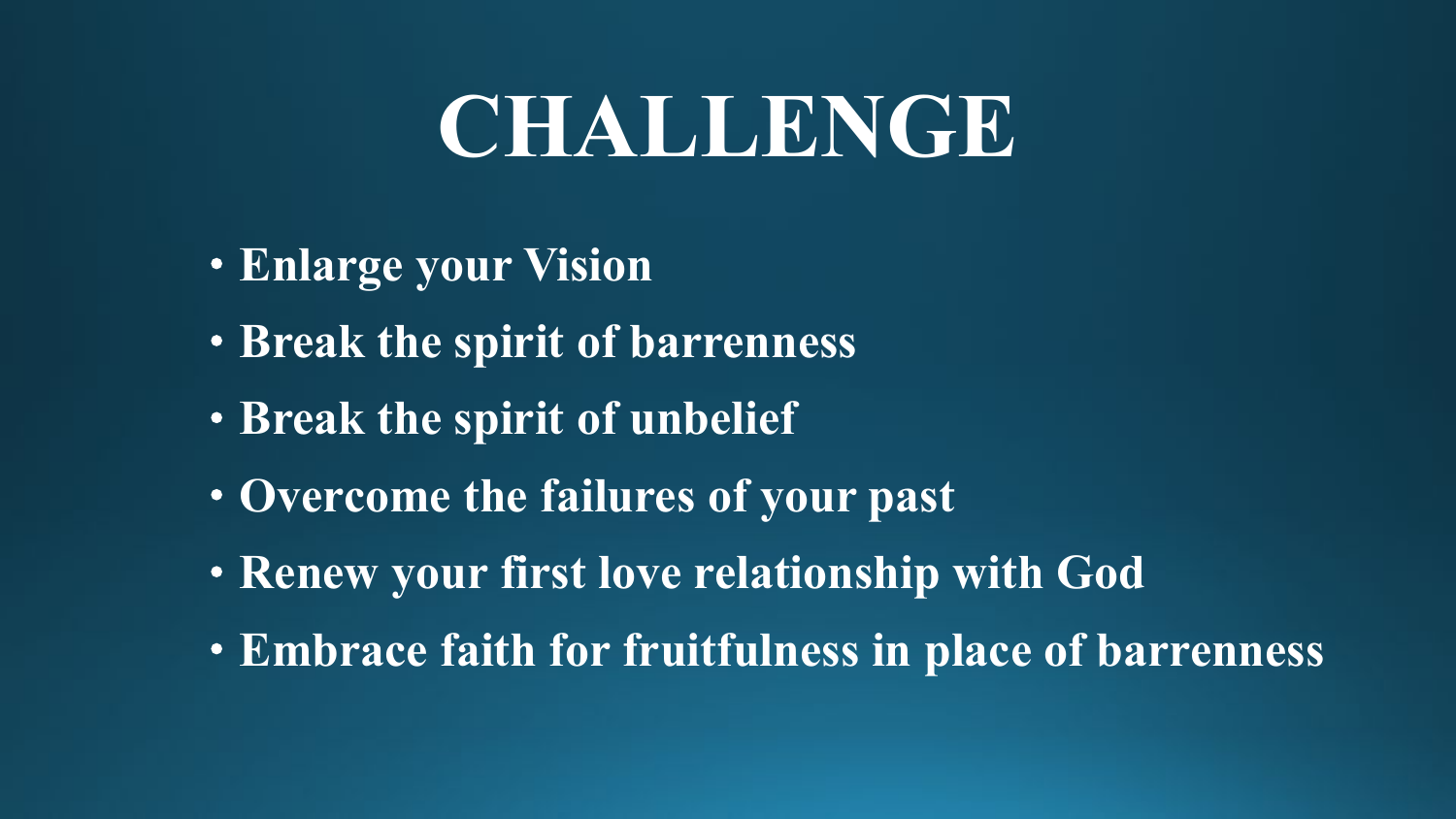# CHALLENGE

- **Enlarge your Vision**
- **Break the spirit of barrenness**
- **Break the spirit of unbelief**
- **Overcome the failures of your past**
- **Renew your first love relationship with God**
- **Embrace faith for fruitfulness in place of barrenness**